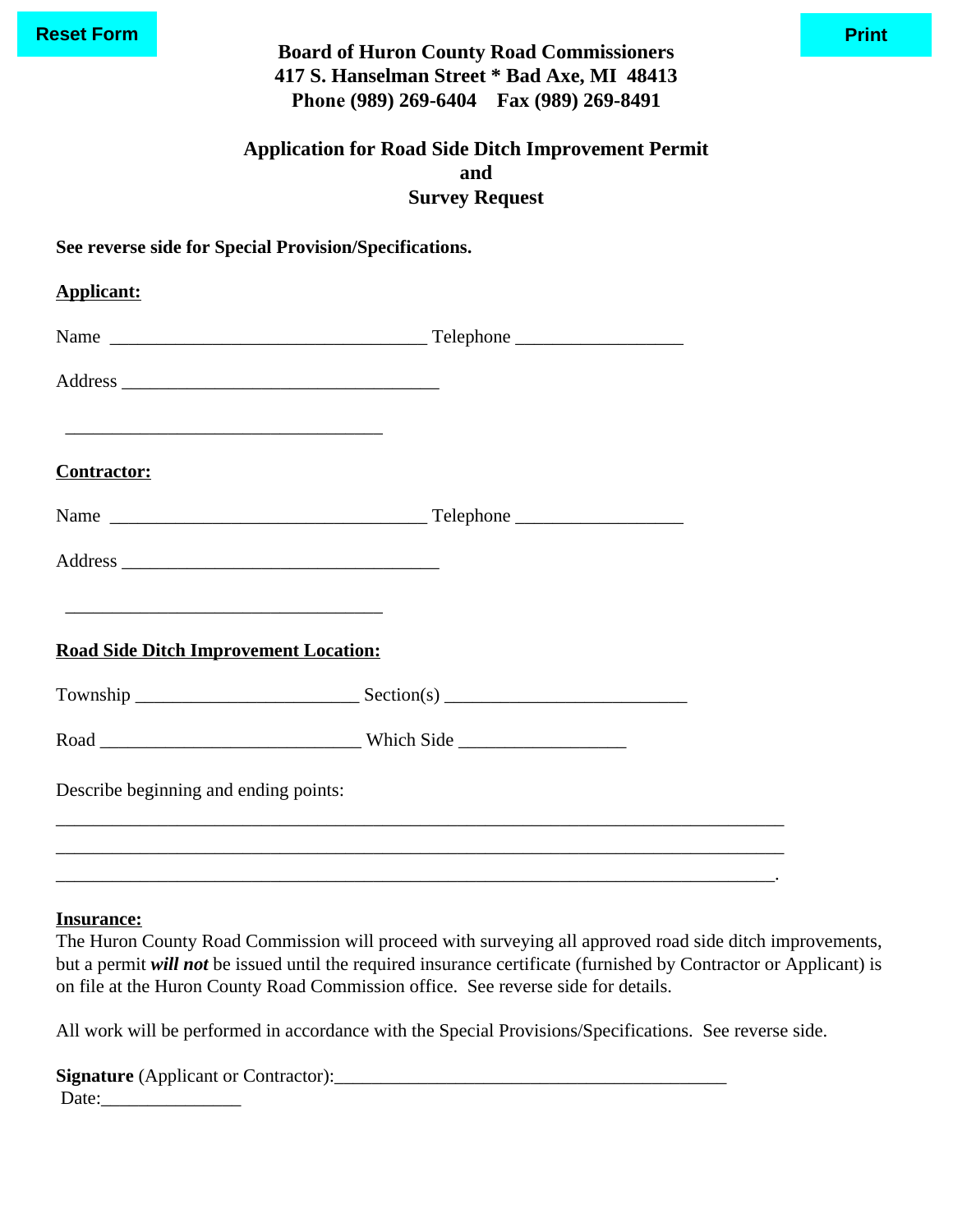Reset Form

Print

**Board of Huron County Road Commissioners**
**417 S. Hanselman Street * Bad Axe, MI 48413**
**Phone (989) 269-6404 Fax (989) 269-8491**

## Application for Road Side Ditch Improvement Permit and Survey Request

**See reverse side for Special Provision/Specifications.**

**Applicant:**

Name ___________________________________ Telephone __________________

Address ___________________________________

___________________________________

**Contractor:**

Name ___________________________________ Telephone __________________

Address ___________________________________

___________________________________

**Road Side Ditch Improvement Location:**

Township ________________________ Section(s) __________________________

Road ____________________________ Which Side __________________

Describe beginning and ending points:

______________________________________________________________________________
______________________________________________________________________________
______________________________________________________________________________.

**Insurance:**
The Huron County Road Commission will proceed with surveying all approved road side ditch improvements, but a permit ***will not*** be issued until the required insurance certificate (furnished by Contractor or Applicant) is on file at the Huron County Road Commission office. See reverse side for details.

All work will be performed in accordance with the Special Provisions/Specifications. See reverse side.

**Signature** (Applicant or Contractor):___________________________________________
Date:_______________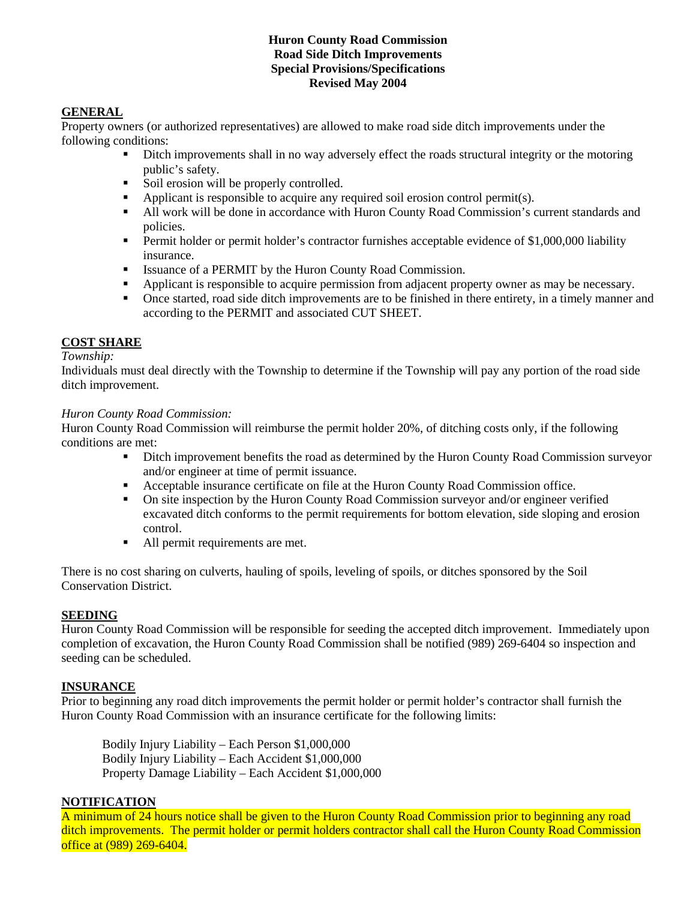**Huron County Road Commission**
**Road Side Ditch Improvements**
**Special Provisions/Specifications**
**Revised May 2004**

## GENERAL

Property owners (or authorized representatives) are allowed to make road side ditch improvements under the following conditions:

- Ditch improvements shall in no way adversely effect the roads structural integrity or the motoring public's safety.
- Soil erosion will be properly controlled.
- Applicant is responsible to acquire any required soil erosion control permit(s).
- All work will be done in accordance with Huron County Road Commission's current standards and policies.
- Permit holder or permit holder's contractor furnishes acceptable evidence of $1,000,000 liability insurance.
- Issuance of a PERMIT by the Huron County Road Commission.
- Applicant is responsible to acquire permission from adjacent property owner as may be necessary.
- Once started, road side ditch improvements are to be finished in there entirety, in a timely manner and according to the PERMIT and associated CUT SHEET.

## COST SHARE

*Township:*

Individuals must deal directly with the Township to determine if the Township will pay any portion of the road side ditch improvement.

*Huron County Road Commission:*

Huron County Road Commission will reimburse the permit holder 20%, of ditching costs only, if the following conditions are met:

- Ditch improvement benefits the road as determined by the Huron County Road Commission surveyor and/or engineer at time of permit issuance.
- Acceptable insurance certificate on file at the Huron County Road Commission office.
- On site inspection by the Huron County Road Commission surveyor and/or engineer verified excavated ditch conforms to the permit requirements for bottom elevation, side sloping and erosion control.
- All permit requirements are met.

There is no cost sharing on culverts, hauling of spoils, leveling of spoils, or ditches sponsored by the Soil Conservation District.

## SEEDING

Huron County Road Commission will be responsible for seeding the accepted ditch improvement. Immediately upon completion of excavation, the Huron County Road Commission shall be notified (989) 269-6404 so inspection and seeding can be scheduled.

## INSURANCE

Prior to beginning any road ditch improvements the permit holder or permit holder's contractor shall furnish the Huron County Road Commission with an insurance certificate for the following limits:

Bodily Injury Liability – Each Person $1,000,000
Bodily Injury Liability – Each Accident $1,000,000
Property Damage Liability – Each Accident $1,000,000

## NOTIFICATION

A minimum of 24 hours notice shall be given to the Huron County Road Commission prior to beginning any road ditch improvements. The permit holder or permit holders contractor shall call the Huron County Road Commission office at (989) 269-6404.